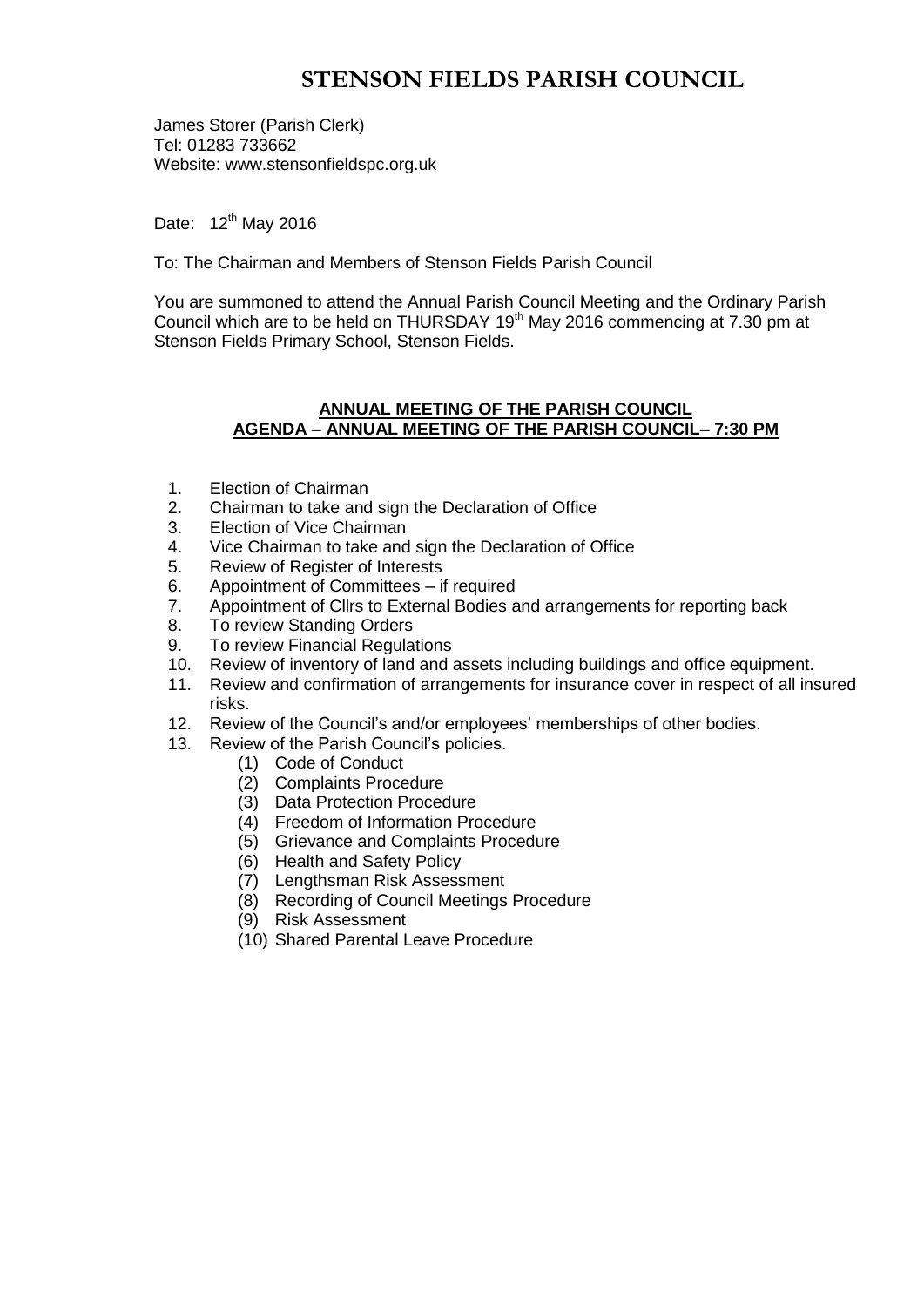# STENSON FIELDS PARISH COUNCIL

James Storer (Parish Clerk)
Tel: 01283 733662
Website: www.stensonfieldspc.org.uk

Date: 12th May 2016

To: The Chairman and Members of Stenson Fields Parish Council

You are summoned to attend the Annual Parish Council Meeting and the Ordinary Parish Council which are to be held on THURSDAY 19th May 2016 commencing at 7.30 pm at Stenson Fields Primary School, Stenson Fields.

## ANNUAL MEETING OF THE PARISH COUNCIL
## AGENDA – ANNUAL MEETING OF THE PARISH COUNCIL– 7:30 PM

1. Election of Chairman
2. Chairman to take and sign the Declaration of Office
3. Election of Vice Chairman
4. Vice Chairman to take and sign the Declaration of Office
5. Review of Register of Interests
6. Appointment of Committees – if required
7. Appointment of Cllrs to External Bodies and arrangements for reporting back
8. To review Standing Orders
9. To review Financial Regulations
10. Review of inventory of land and assets including buildings and office equipment.
11. Review and confirmation of arrangements for insurance cover in respect of all insured risks.
12. Review of the Council's and/or employees' memberships of other bodies.
13. Review of the Parish Council's policies.
    (1) Code of Conduct
    (2) Complaints Procedure
    (3) Data Protection Procedure
    (4) Freedom of Information Procedure
    (5) Grievance and Complaints Procedure
    (6) Health and Safety Policy
    (7) Lengthsman Risk Assessment
    (8) Recording of Council Meetings Procedure
    (9) Risk Assessment
    (10) Shared Parental Leave Procedure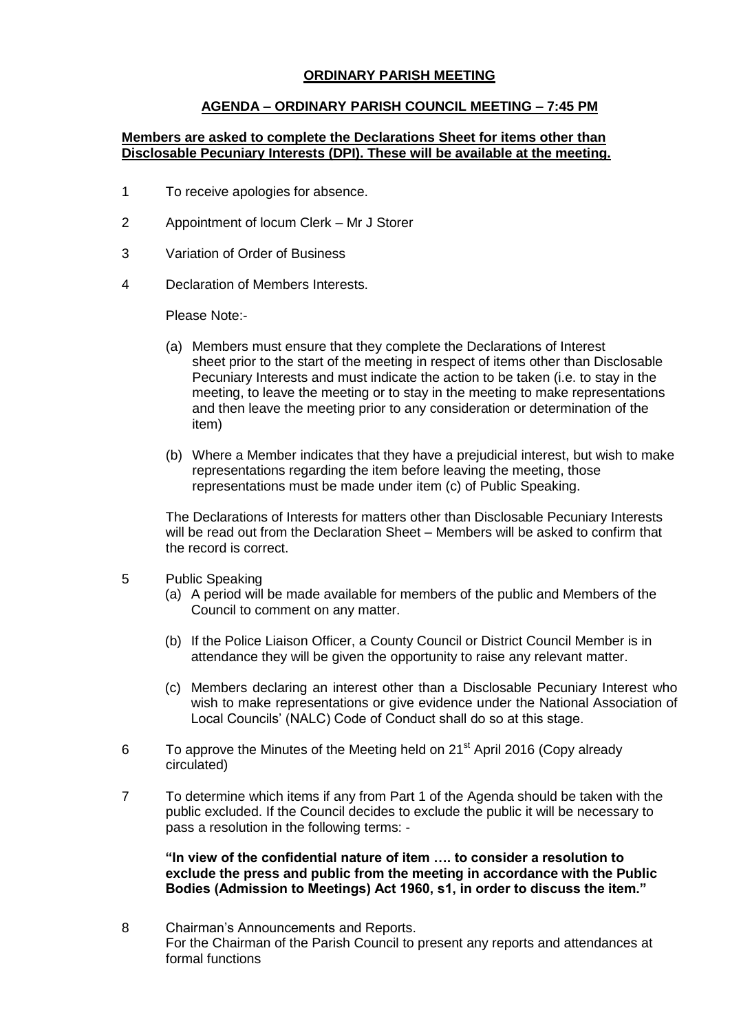**ORDINARY PARISH MEETING**

**AGENDA – ORDINARY PARISH COUNCIL MEETING – 7:45 PM**

**Members are asked to complete the Declarations Sheet for items other than Disclosable Pecuniary Interests (DPI). These will be available at the meeting.**

1 To receive apologies for absence.

2 Appointment of locum Clerk – Mr J Storer

3 Variation of Order of Business

4 Declaration of Members Interests.

   Please Note:-

   (a) Members must ensure that they complete the Declarations of Interest sheet prior to the start of the meeting in respect of items other than Disclosable Pecuniary Interests and must indicate the action to be taken (i.e. to stay in the meeting, to leave the meeting or to stay in the meeting to make representations and then leave the meeting prior to any consideration or determination of the item)

   (b) Where a Member indicates that they have a prejudicial interest, but wish to make representations regarding the item before leaving the meeting, those representations must be made under item (c) of Public Speaking.

   The Declarations of Interests for matters other than Disclosable Pecuniary Interests will be read out from the Declaration Sheet – Members will be asked to confirm that the record is correct.

5 Public Speaking

   (a) A period will be made available for members of the public and Members of the Council to comment on any matter.

   (b) If the Police Liaison Officer, a County Council or District Council Member is in attendance they will be given the opportunity to raise any relevant matter.

   (c) Members declaring an interest other than a Disclosable Pecuniary Interest who wish to make representations or give evidence under the National Association of Local Councils' (NALC) Code of Conduct shall do so at this stage.

6 To approve the Minutes of the Meeting held on 21st April 2016 (Copy already circulated)

7 To determine which items if any from Part 1 of the Agenda should be taken with the public excluded. If the Council decides to exclude the public it will be necessary to pass a resolution in the following terms: -

   **"In view of the confidential nature of item …. to consider a resolution to exclude the press and public from the meeting in accordance with the Public Bodies (Admission to Meetings) Act 1960, s1, in order to discuss the item."**

8 Chairman's Announcements and Reports.
   For the Chairman of the Parish Council to present any reports and attendances at formal functions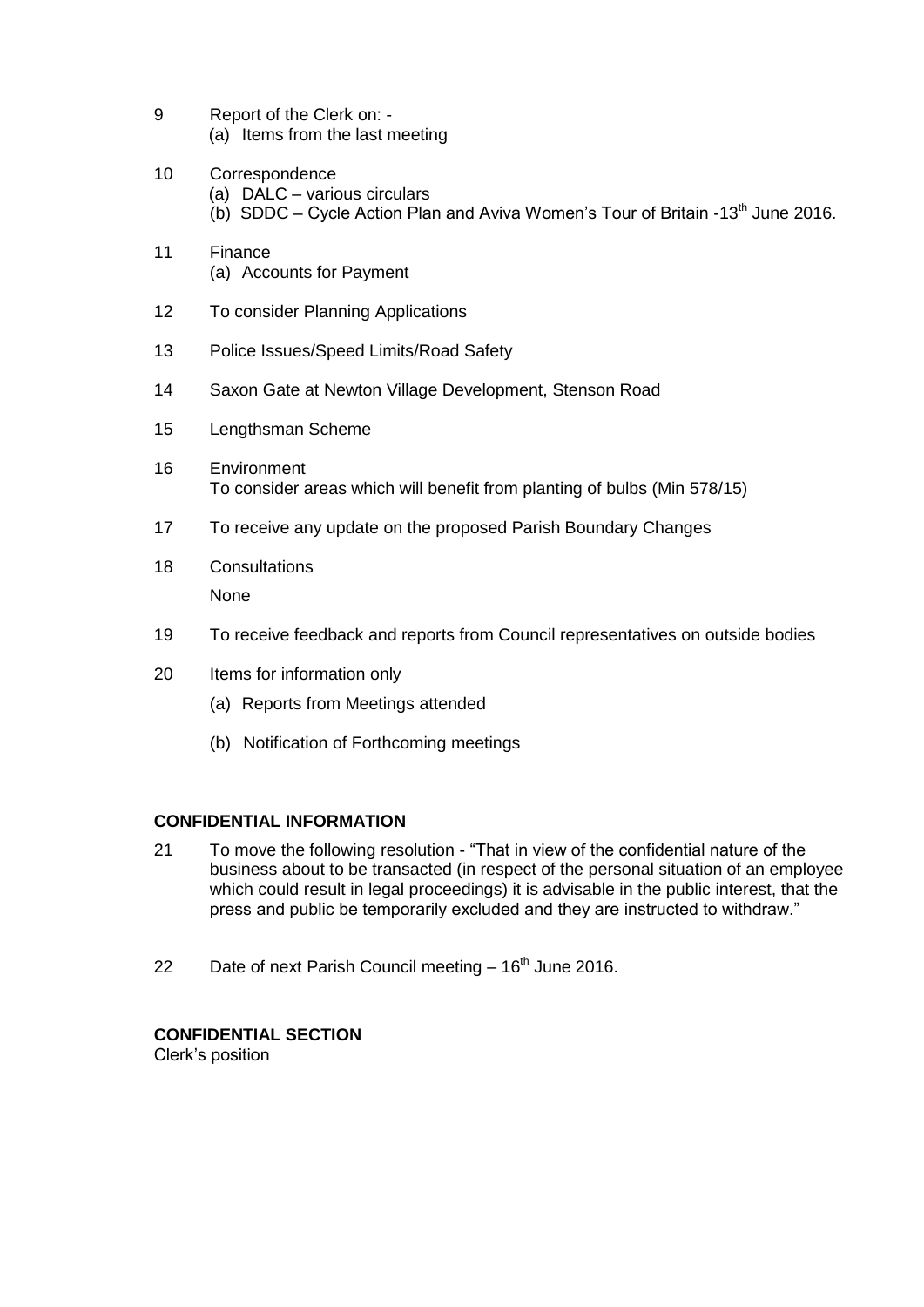9 Report of the Clerk on: -
   (a) Items from the last meeting

10 Correspondence
   (a) DALC – various circulars
   (b) SDDC – Cycle Action Plan and Aviva Women's Tour of Britain -13th June 2016.

11 Finance
   (a) Accounts for Payment

12 To consider Planning Applications

13 Police Issues/Speed Limits/Road Safety

14 Saxon Gate at Newton Village Development, Stenson Road

15 Lengthsman Scheme

16 Environment
   To consider areas which will benefit from planting of bulbs (Min 578/15)

17 To receive any update on the proposed Parish Boundary Changes

18 Consultations
   None

19 To receive feedback and reports from Council representatives on outside bodies

20 Items for information only
   (a) Reports from Meetings attended
   (b) Notification of Forthcoming meetings

**CONFIDENTIAL INFORMATION**

21 To move the following resolution - "That in view of the confidential nature of the business about to be transacted (in respect of the personal situation of an employee which could result in legal proceedings) it is advisable in the public interest, that the press and public be temporarily excluded and they are instructed to withdraw."

22 Date of next Parish Council meeting – 16th June 2016.

**CONFIDENTIAL SECTION**
Clerk's position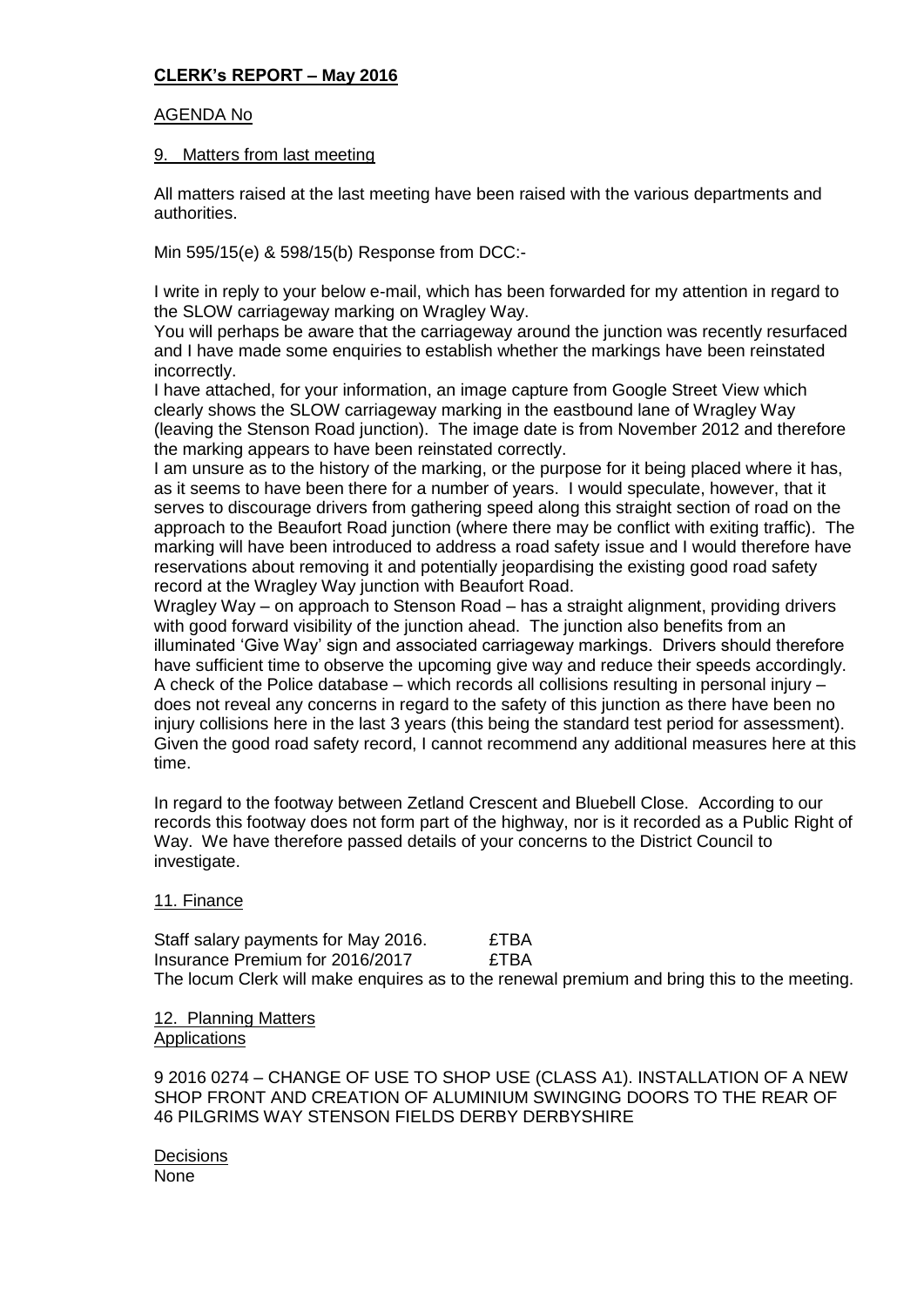# CLERK's REPORT – May 2016

AGENDA No

9. Matters from last meeting

All matters raised at the last meeting have been raised with the various departments and authorities.

Min 595/15(e) & 598/15(b) Response from DCC:-

I write in reply to your below e-mail, which has been forwarded for my attention in regard to the SLOW carriageway marking on Wragley Way.

You will perhaps be aware that the carriageway around the junction was recently resurfaced and I have made some enquiries to establish whether the markings have been reinstated incorrectly.

I have attached, for your information, an image capture from Google Street View which clearly shows the SLOW carriageway marking in the eastbound lane of Wragley Way (leaving the Stenson Road junction). The image date is from November 2012 and therefore the marking appears to have been reinstated correctly.

I am unsure as to the history of the marking, or the purpose for it being placed where it has, as it seems to have been there for a number of years. I would speculate, however, that it serves to discourage drivers from gathering speed along this straight section of road on the approach to the Beaufort Road junction (where there may be conflict with exiting traffic). The marking will have been introduced to address a road safety issue and I would therefore have reservations about removing it and potentially jeopardising the existing good road safety record at the Wragley Way junction with Beaufort Road.

Wragley Way – on approach to Stenson Road – has a straight alignment, providing drivers with good forward visibility of the junction ahead. The junction also benefits from an illuminated 'Give Way' sign and associated carriageway markings. Drivers should therefore have sufficient time to observe the upcoming give way and reduce their speeds accordingly. A check of the Police database – which records all collisions resulting in personal injury – does not reveal any concerns in regard to the safety of this junction as there have been no injury collisions here in the last 3 years (this being the standard test period for assessment). Given the good road safety record, I cannot recommend any additional measures here at this time.

In regard to the footway between Zetland Crescent and Bluebell Close. According to our records this footway does not form part of the highway, nor is it recorded as a Public Right of Way. We have therefore passed details of your concerns to the District Council to investigate.

11. Finance

| | |
|---|---|
| Staff salary payments for May 2016. | £TBA |
| Insurance Premium for 2016/2017 | £TBA |

The locum Clerk will make enquires as to the renewal premium and bring this to the meeting.

12. Planning Matters

Applications

9 2016 0274 – CHANGE OF USE TO SHOP USE (CLASS A1). INSTALLATION OF A NEW SHOP FRONT AND CREATION OF ALUMINIUM SWINGING DOORS TO THE REAR OF 46 PILGRIMS WAY STENSON FIELDS DERBY DERBYSHIRE

Decisions

None